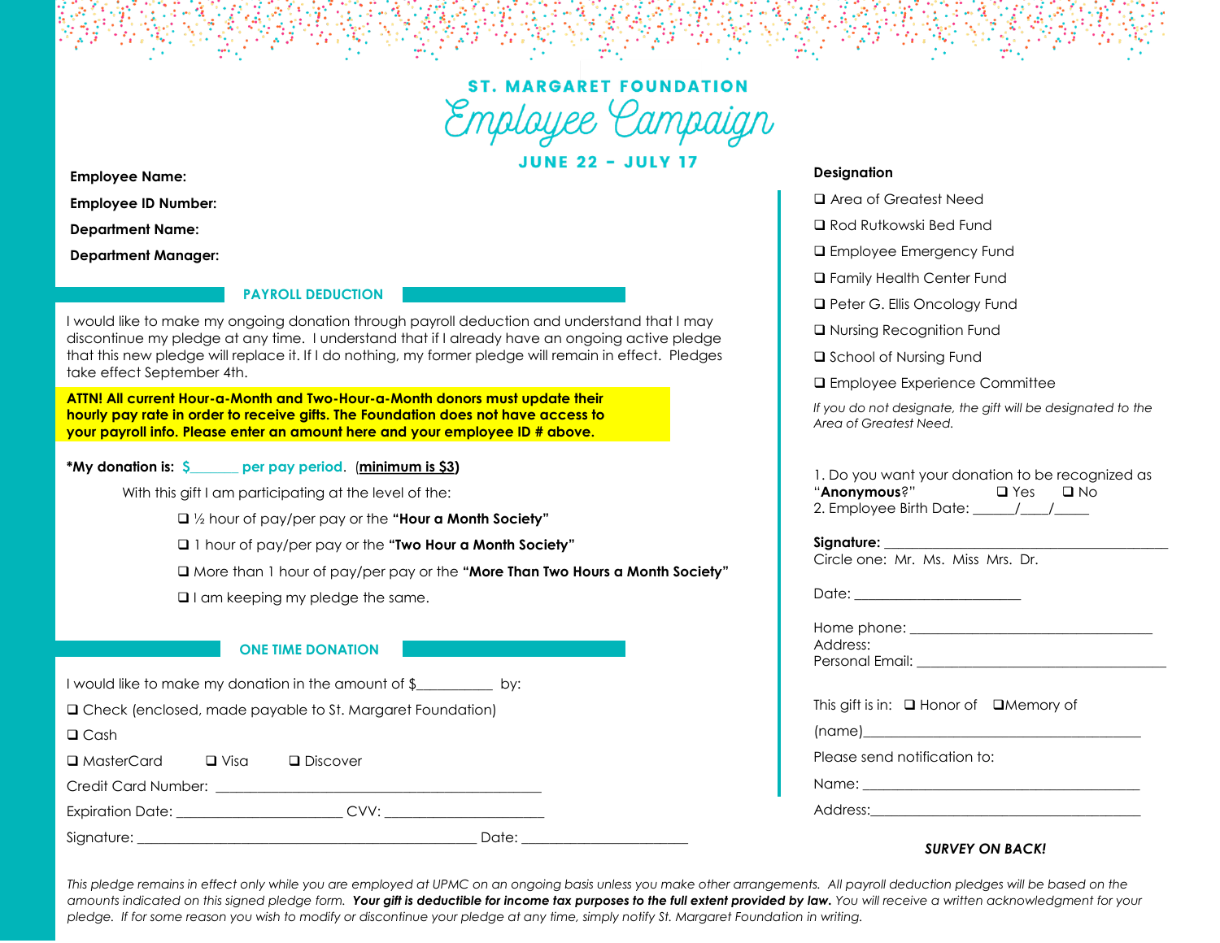# ST. MARGARET FOUNDATION

# Employee Campaign

**JUNE 22 - JULY 17**

**Employee Name:**

**Employee ID Number:**

**Department Name:**

**Department Manager:**

## PAYROLL DEDUCTION

I would like to make my ongoing donation through payroll deduction and understand that I may discontinue my pledge at any time. I understand that if I already have an ongoing active pledge that this new pledge will replace it. If I do nothing, my former pledge will remain in effect. Pledges take effect September 4th.

**ATTN! All current Hour-a-Month and Two-Hour-a-Month donors must update their hourly pay rate in order to receive gifts. The Foundation does not have access to your payroll info. Please enter an amount here and your employee ID # above.**

**\*My donation is:** $_______ per pay period. (**minimum is $3**)

With this gift I am participating at the level of the:

- ❑ ½ hour of pay/per pay or the **"Hour a Month Society"**
- ❑ 1 hour of pay/per pay or the **"Two Hour a Month Society"**
- ❑ More than 1 hour of pay/per pay or the **"More Than Two Hours a Month Society"**
- ❑ I am keeping my pledge the same.

## ONE TIME DONATION

I would like to make my donation in the amount of $__________ by:

❑ Check (enclosed, made payable to St. Margaret Foundation)

❑ Cash

❑ MasterCard ❑ Visa ❑ Discover

Credit Card Number: ____________________________________________

Expiration Date: ______________________ CVV: ______________________

Signature: ______________________________________________ Date: ______________________

**Designation**

- ❑ Area of Greatest Need
- ❑ Rod Rutkowski Bed Fund
- ❑ Employee Emergency Fund
- ❑ Family Health Center Fund
- ❑ Peter G. Ellis Oncology Fund
- ❑ Nursing Recognition Fund
- ❑ School of Nursing Fund
- ❑ Employee Experience Committee

*If you do not designate, the gift will be designated to the Area of Greatest Need.*

1. Do you want your donation to be recognized as "**Anonymous**?" ❑ Yes ❑ No
2. Employee Birth Date: ______/____/_____

**Signature:** ________________________________________

Circle one: Mr. Ms. Miss Mrs. Dr.

Date: ______________________

Home phone: _________________________________

Address:

Personal Email: ____________________________________

This gift is in: ❑ Honor of ❑Memory of

(name)________________________________________

Please send notification to:

Name: ______________________________________

Address:______________________________________

***SURVEY ON BACK!***

*This pledge remains in effect only while you are employed at UPMC on an ongoing basis unless you make other arrangements. All payroll deduction pledges will be based on the amounts indicated on this signed pledge form.* ***Your gift is deductible for income tax purposes to the full extent provided by law.*** *You will receive a written acknowledgment for your pledge. If for some reason you wish to modify or discontinue your pledge at any time, simply notify St. Margaret Foundation in writing.*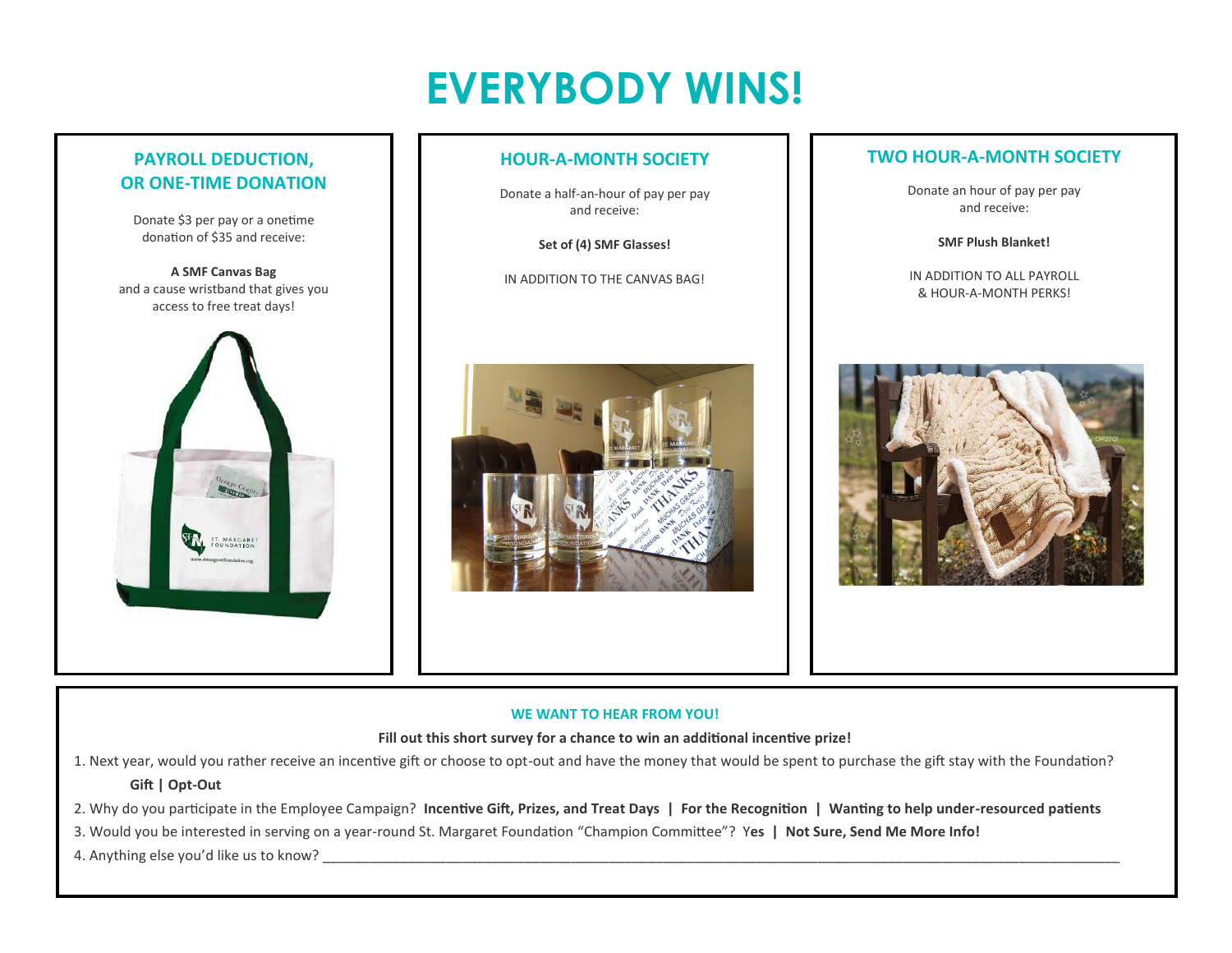# EVERYBODY WINS!

## PAYROLL DEDUCTION, OR ONE-TIME DONATION

Donate $3 per pay or a onetime donation of $35 and receive:

**A SMF Canvas Bag**
and a cause wristband that gives you access to free treat days!

## HOUR-A-MONTH SOCIETY

Donate a half-an-hour of pay per pay and receive:

**Set of (4) SMF Glasses!**

IN ADDITION TO THE CANVAS BAG!

## TWO HOUR-A-MONTH SOCIETY

Donate an hour of pay per pay and receive:

**SMF Plush Blanket!**

IN ADDITION TO ALL PAYROLL & HOUR-A-MONTH PERKS!

## WE WANT TO HEAR FROM YOU!

**Fill out this short survey for a chance to win an additional incentive prize!**

1. Next year, would you rather receive an incentive gift or choose to opt-out and have the money that would be spent to purchase the gift stay with the Foundation?
   **Gift | Opt-Out**
2. Why do you participate in the Employee Campaign? **Incentive Gift, Prizes, and Treat Days | For the Recognition | Wanting to help under-resourced patients**
3. Would you be interested in serving on a year-round St. Margaret Foundation "Champion Committee"? **Yes | Not Sure, Send Me More Info!**
4. Anything else you'd like us to know? ______________________________________________